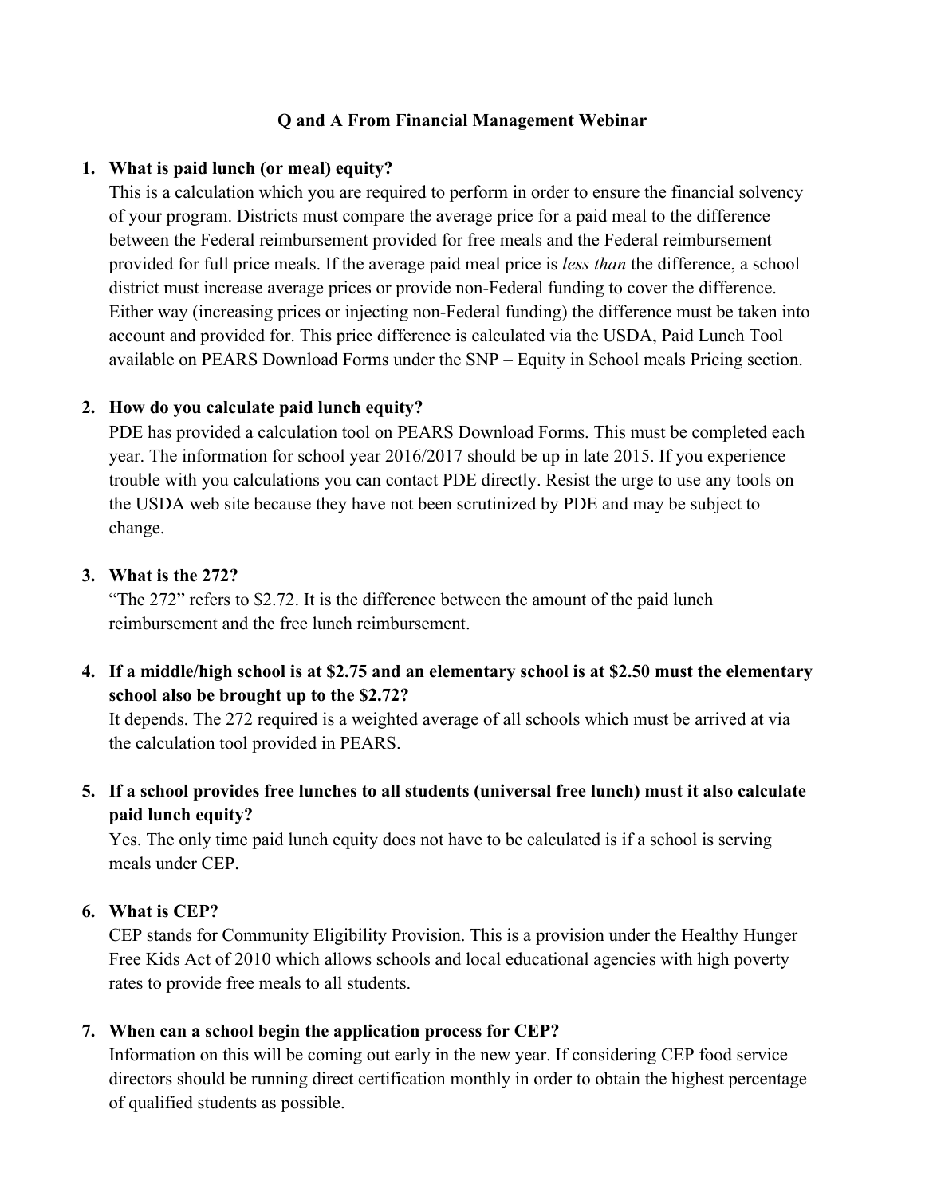# Q and A From Financial Management Webinar

1. **What is paid lunch (or meal) equity?**
   This is a calculation which you are required to perform in order to ensure the financial solvency of your program. Districts must compare the average price for a paid meal to the difference between the Federal reimbursement provided for free meals and the Federal reimbursement provided for full price meals. If the average paid meal price is *less than* the difference, a school district must increase average prices or provide non-Federal funding to cover the difference. Either way (increasing prices or injecting non-Federal funding) the difference must be taken into account and provided for. This price difference is calculated via the USDA, Paid Lunch Tool available on PEARS Download Forms under the SNP – Equity in School meals Pricing section.

2. **How do you calculate paid lunch equity?**
   PDE has provided a calculation tool on PEARS Download Forms. This must be completed each year. The information for school year 2016/2017 should be up in late 2015. If you experience trouble with you calculations you can contact PDE directly. Resist the urge to use any tools on the USDA web site because they have not been scrutinized by PDE and may be subject to change.

3. **What is the 272?**
   "The 272" refers to $2.72. It is the difference between the amount of the paid lunch reimbursement and the free lunch reimbursement.

4. **If a middle/high school is at $2.75 and an elementary school is at $2.50 must the elementary school also be brought up to the $2.72?**
   It depends. The 272 required is a weighted average of all schools which must be arrived at via the calculation tool provided in PEARS.

5. **If a school provides free lunches to all students (universal free lunch) must it also calculate paid lunch equity?**
   Yes. The only time paid lunch equity does not have to be calculated is if a school is serving meals under CEP.

6. **What is CEP?**
   CEP stands for Community Eligibility Provision. This is a provision under the Healthy Hunger Free Kids Act of 2010 which allows schools and local educational agencies with high poverty rates to provide free meals to all students.

7. **When can a school begin the application process for CEP?**
   Information on this will be coming out early in the new year. If considering CEP food service directors should be running direct certification monthly in order to obtain the highest percentage of qualified students as possible.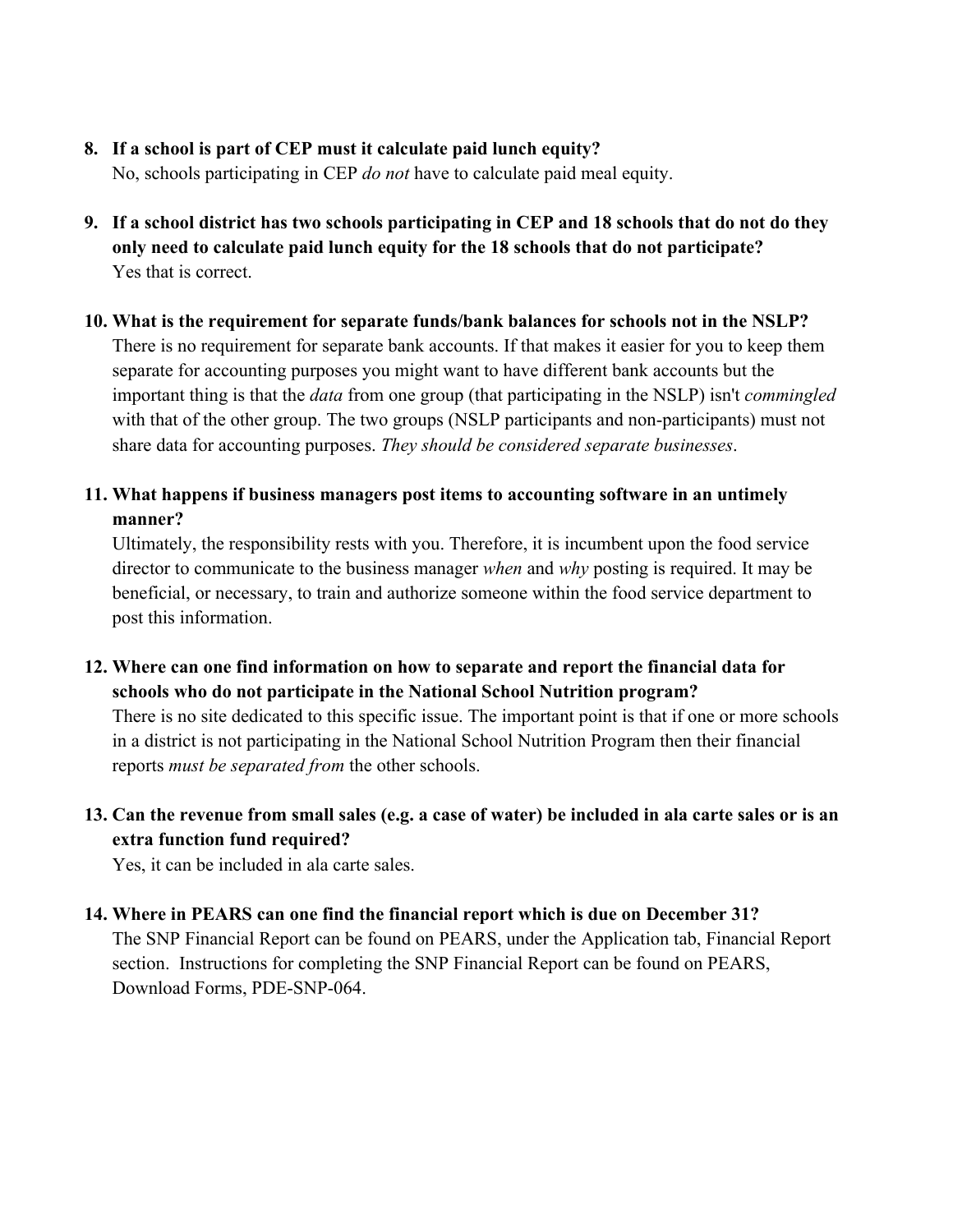8. **If a school is part of CEP must it calculate paid lunch equity?**
   No, schools participating in CEP *do not* have to calculate paid meal equity.

9. **If a school district has two schools participating in CEP and 18 schools that do not do they only need to calculate paid lunch equity for the 18 schools that do not participate?**
   Yes that is correct.

10. **What is the requirement for separate funds/bank balances for schools not in the NSLP?**
    There is no requirement for separate bank accounts. If that makes it easier for you to keep them separate for accounting purposes you might want to have different bank accounts but the important thing is that the *data* from one group (that participating in the NSLP) isn't *commingled* with that of the other group. The two groups (NSLP participants and non-participants) must not share data for accounting purposes. *They should be considered separate businesses*.

11. **What happens if business managers post items to accounting software in an untimely manner?**
    Ultimately, the responsibility rests with you. Therefore, it is incumbent upon the food service director to communicate to the business manager *when* and *why* posting is required. It may be beneficial, or necessary, to train and authorize someone within the food service department to post this information.

12. **Where can one find information on how to separate and report the financial data for schools who do not participate in the National School Nutrition program?**
    There is no site dedicated to this specific issue. The important point is that if one or more schools in a district is not participating in the National School Nutrition Program then their financial reports *must be separated from* the other schools.

13. **Can the revenue from small sales (e.g. a case of water) be included in ala carte sales or is an extra function fund required?**
    Yes, it can be included in ala carte sales.

14. **Where in PEARS can one find the financial report which is due on December 31?**
    The SNP Financial Report can be found on PEARS, under the Application tab, Financial Report section. Instructions for completing the SNP Financial Report can be found on PEARS, Download Forms, PDE-SNP-064.